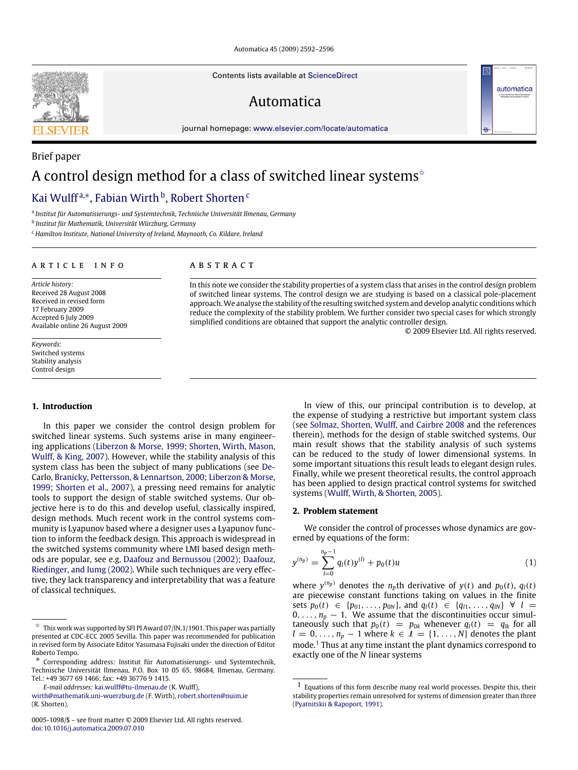Contents lists available at ScienceDirect

# Automatica

journal homepage: www.elsevier.com/locate/automatica

Brief paper

# A control design method for a class of switched linear systems[☆]

Kai Wulff[a,*], Fabian Wirth[b], Robert Shorten[c]

[a] Institut für Automatisierungs- und Systemtechnik, Technische Universität Ilmenau, Germany

[b] Institut für Mathematik, Universität Würzburg, Germany

[c] Hamilton Institute, National University of Ireland, Maynooth, Co. Kildare, Ireland

## ARTICLE INFO

*Article history:*
Received 28 August 2008
Received in revised form
17 February 2009
Accepted 6 July 2009
Available online 26 August 2009

*Keywords:*
Switched systems
Stability analysis
Control design

## ABSTRACT

In this note we consider the stability properties of a system class that arises in the control design problem of switched linear systems. The control design we are studying is based on a classical pole-placement approach. We analyse the stability of the resulting switched system and develop analytic conditions which reduce the complexity of the stability problem. We further consider two special cases for which strongly simplified conditions are obtained that support the analytic controller design.

© 2009 Elsevier Ltd. All rights reserved.

## 1. Introduction

In this paper we consider the control design problem for switched linear systems. Such systems arise in many engineering applications (Liberzon & Morse, 1999; Shorten, Wirth, Mason, Wulff, & King, 2007). However, while the stability analysis of this system class has been the subject of many publications (see DeCarlo, Branicky, Pettersson, & Lennartson, 2000; Liberzon & Morse, 1999; Shorten et al., 2007), a pressing need remains for analytic tools to support the design of stable switched systems. Our objective here is to do this and develop useful, classically inspired, design methods. Much recent work in the control systems community is Lyapunov based where a designer uses a Lyapunov function to inform the feedback design. This approach is widespread in the switched systems community where LMI based design methods are popular, see e.g. Daafouz and Bernussou (2002); Daafouz, Riedinger, and Iumg (2002). While such techniques are very effective, they lack transparency and interpretability that was a feature of classical techniques.

In view of this, our principal contribution is to develop, at the expense of studying a restrictive but important system class (see Solmaz, Shorten, Wulff, and Cairbre 2008 and the references therein), methods for the design of stable switched systems. Our main result shows that the stability analysis of such systems can be reduced to the study of lower dimensional systems. In some important situations this result leads to elegant design rules. Finally, while we present theoretical results, the control approach has been applied to design practical control systems for switched systems (Wulff, Wirth, & Shorten, 2005).

## 2. Problem statement

We consider the control of processes whose dynamics are governed by equations of the form:

$$y^{(n_p)} = \sum_{l=0}^{n_p-1} q_l(t) y^{(l)} + p_0(t)u \tag{1}$$

where $y^{(n_p)}$ denotes the $n_p$th derivative of $y(t)$ and $p_0(t)$, $q_l(t)$ are piecewise constant functions taking on values in the finite sets $p_0(t) \in \{p_{01}, \ldots, p_{0N}\}$, and $q_l(t) \in \{q_{l1}, \ldots, q_{lN}\}$ $\forall$ $l = 0, \ldots, n_p - 1$. We assume that the discontinuities occur simultaneously such that $p_0(t) = p_{0k}$ whenever $q_l(t) = q_{lk}$ for all $l = 0, \ldots, n_p - 1$ where $k \in \mathcal{I} = \{1, \ldots, N\}$ denotes the plant mode.[1] Thus at any time instant the plant dynamics correspond to exactly one of the $N$ linear systems

[☆] This work was supported by SFI PI Award 07/IN.1/1901. This paper was partially presented at CDC-ECC 2005 Sevilla. This paper was recommended for publication in revised form by Associate Editor Yasumasa Fujisaki under the direction of Editor Roberto Tempo.

[*] Corresponding address: Institut für Automatisierungs- und Systemtechnik, Technische Universität Ilmenau, P.O. Box 10 05 65, 98684, Ilmenau, Germany. Tel.: +49 3677 69 1466; fax: +49 36776 9 1415.

*E-mail addresses:* kai.wulff@tu-ilmenau.de (K. Wulff), wirth@mathematik.uni-wuerzburg.de (F. Wirth), robert.shorten@nuim.ie (R. Shorten).

[1] Equations of this form describe many real world processes. Despite this, their stability properties remain unresolved for systems of dimension greater than three (Pyatnitskii & Rapoport, 1991).

0005-1098/$ – see front matter © 2009 Elsevier Ltd. All rights reserved.
doi:10.1016/j.automatica.2009.07.010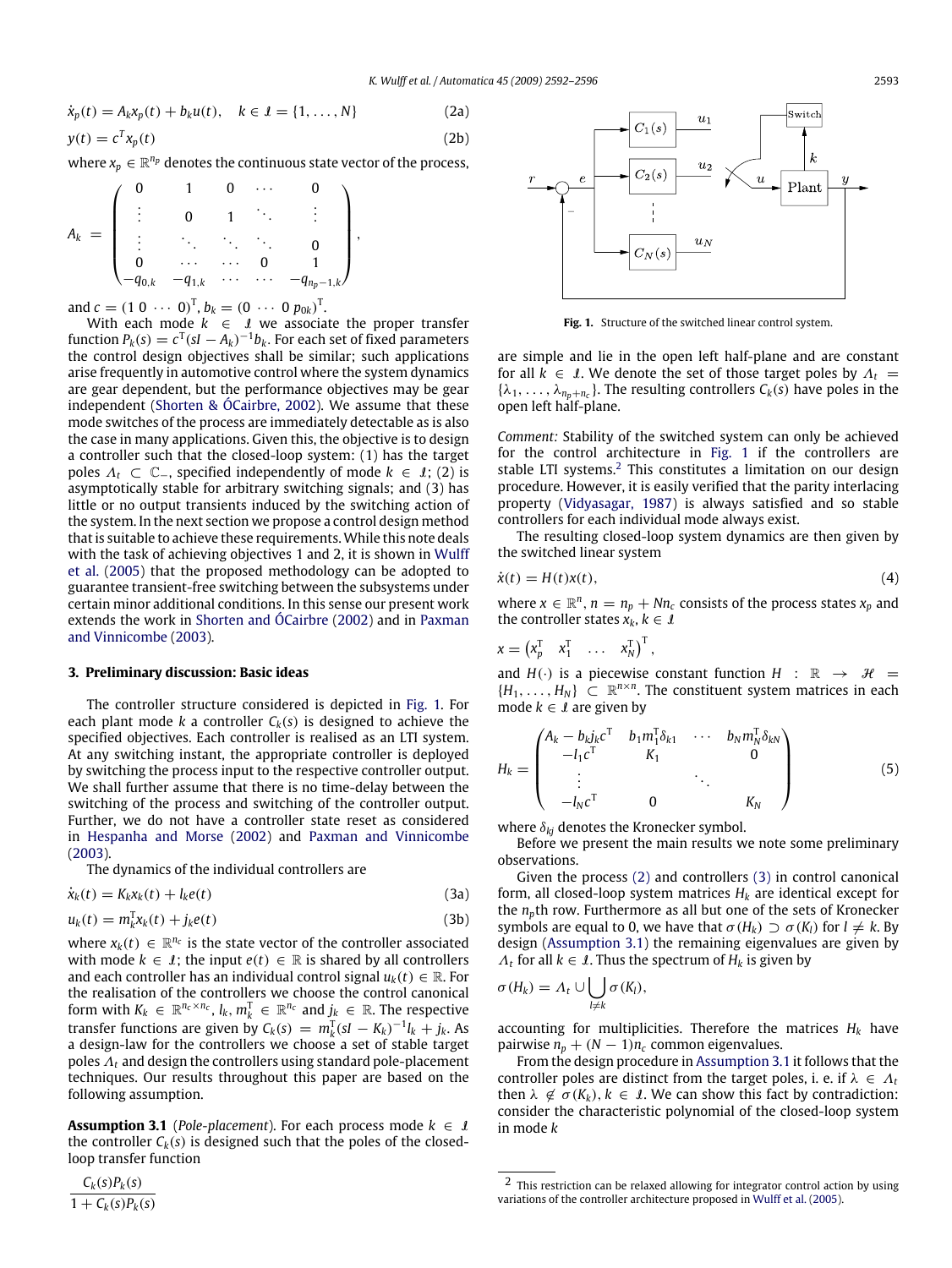$$\dot{x}_p(t) = A_k x_p(t) + b_k u(t), \quad k \in \mathcal{I} = \{1, \ldots, N\} \tag{2a}$$

$$y(t) = c^T x_p(t) \tag{2b}$$

where $x_p \in \mathbb{R}^{n_p}$ denotes the continuous state vector of the process,

$$A_k = \begin{pmatrix} 0 & 1 & 0 & \cdots & 0 \\ \vdots & 0 & 1 & \ddots & \vdots \\ \vdots & \ddots & \ddots & \ddots & 0 \\ 0 & \cdots & \cdots & 0 & 1 \\ -q_{0,k} & -q_{1,k} & \cdots & \cdots & -q_{n_p-1,k} \end{pmatrix},$$

and $c = (1\ 0\ \cdots\ 0)^T$, $b_k = (0\ \cdots\ 0\ p_{0k})^T$.

With each mode $k \in \mathcal{I}$ we associate the proper transfer function $P_k(s) = c^T(sI - A_k)^{-1}b_k$. For each set of fixed parameters the control design objectives shall be similar; such applications arise frequently in automotive control where the system dynamics are gear dependent, but the performance objectives may be gear independent (Shorten & ÓCairbre, 2002). We assume that these mode switches of the process are immediately detectable as is also the case in many applications. Given this, the objective is to design a controller such that the closed-loop system: (1) has the target poles $\Lambda_t \subset \mathbb{C}_-$, specified independently of mode $k \in \mathcal{I}$; (2) is asymptotically stable for arbitrary switching signals; and (3) has little or no output transients induced by the switching action of the system. In the next section we propose a control design method that is suitable to achieve these requirements. While this note deals with the task of achieving objectives 1 and 2, it is shown in Wulff et al. (2005) that the proposed methodology can be adopted to guarantee transient-free switching between the subsystems under certain minor additional conditions. In this sense our present work extends the work in Shorten and ÓCairbre (2002) and in Paxman and Vinnicombe (2003).

## 3. Preliminary discussion: Basic ideas

The controller structure considered is depicted in Fig. 1. For each plant mode $k$ a controller $C_k(s)$ is designed to achieve the specified objectives. Each controller is realised as an LTI system. At any switching instant, the appropriate controller is deployed by switching the process input to the respective controller output. We shall further assume that there is no time-delay between the switching of the process and switching of the controller output. Further, we do not have a controller state reset as considered in Hespanha and Morse (2002) and Paxman and Vinnicombe (2003).

The dynamics of the individual controllers are

$$\dot{x}_k(t) = K_k x_k(t) + l_k e(t) \tag{3a}$$

$$u_k(t) = m_k^T x_k(t) + j_k e(t) \tag{3b}$$

where $x_k(t) \in \mathbb{R}^{n_c}$ is the state vector of the controller associated with mode $k \in \mathcal{I}$; the input $e(t) \in \mathbb{R}$ is shared by all controllers and each controller has an individual control signal $u_k(t) \in \mathbb{R}$. For the realisation of the controllers we choose the control canonical form with $K_k \in \mathbb{R}^{n_c \times n_c}$, $l_k, m_k^T \in \mathbb{R}^{n_c}$ and $j_k \in \mathbb{R}$. The respective transfer functions are given by $C_k(s) = m_k^T(sI - K_k)^{-1}l_k + j_k$. As a design-law for the controllers we choose a set of stable target poles $\Lambda_t$ and design the controllers using standard pole-placement techniques. Our results throughout this paper are based on the following assumption.

**Assumption 3.1** (*Pole-placement*). For each process mode $k \in \mathcal{I}$ the controller $C_k(s)$ is designed such that the poles of the closed-loop transfer function

$$\frac{C_k(s)P_k(s)}{1 + C_k(s)P_k(s)}$$

are simple and lie in the open left half-plane and are constant for all $k \in \mathcal{I}$. We denote the set of those target poles by $\Lambda_t = \{\lambda_1, \ldots, \lambda_{n_p+n_c}\}$. The resulting controllers $C_k(s)$ have poles in the open left half-plane.

Fig. 1. Structure of the switched linear control system.

*Comment:* Stability of the switched system can only be achieved for the control architecture in Fig. 1 if the controllers are stable LTI systems.[2] This constitutes a limitation on our design procedure. However, it is easily verified that the parity interlacing property (Vidyasagar, 1987) is always satisfied and so stable controllers for each individual mode always exist.

The resulting closed-loop system dynamics are then given by the switched linear system

$$\dot{x}(t) = H(t)x(t), \tag{4}$$

where $x \in \mathbb{R}^n$, $n = n_p + Nn_c$ consists of the process states $x_p$ and the controller states $x_k$, $k \in \mathcal{I}$

$$x = \begin{pmatrix} x_p^T & x_1^T & \ldots & x_N^T \end{pmatrix}^T,$$

and $H(\cdot)$ is a piecewise constant function $H : \mathbb{R} \to \mathcal{H} = \{H_1, \ldots, H_N\} \subset \mathbb{R}^{n \times n}$. The constituent system matrices in each mode $k \in \mathcal{I}$ are given by

$$H_k = \begin{pmatrix} A_k - b_k j_k c^T & b_1 m_1^T \delta_{k1} & \cdots & b_N m_N^T \delta_{kN} \\ -l_1 c^T & K_1 & & 0 \\ \vdots & & \ddots & \\ -l_N c^T & 0 & & K_N \end{pmatrix} \tag{5}$$

where $\delta_{kj}$ denotes the Kronecker symbol.

Before we present the main results we note some preliminary observations.

Given the process (2) and controllers (3) in control canonical form, all closed-loop system matrices $H_k$ are identical except for the $n_p$th row. Furthermore as all but one of the sets of Kronecker symbols are equal to 0, we have that $\sigma(H_k) \supset \sigma(K_l)$ for $l \neq k$. By design (Assumption 3.1) the remaining eigenvalues are given by $\Lambda_t$ for all $k \in \mathcal{I}$. Thus the spectrum of $H_k$ is given by

$$\sigma(H_k) = \Lambda_t \cup \bigcup_{l \neq k} \sigma(K_l),$$

accounting for multiplicities. Therefore the matrices $H_k$ have pairwise $n_p + (N-1)n_c$ common eigenvalues.

From the design procedure in Assumption 3.1 it follows that the controller poles are distinct from the target poles, i. e. if $\lambda \in \Lambda_t$ then $\lambda \notin \sigma(K_k)$, $k \in \mathcal{I}$. We can show this fact by contradiction: consider the characteristic polynomial of the closed-loop system in mode $k$

[2] This restriction can be relaxed allowing for integrator control action by using variations of the controller architecture proposed in Wulff et al. (2005).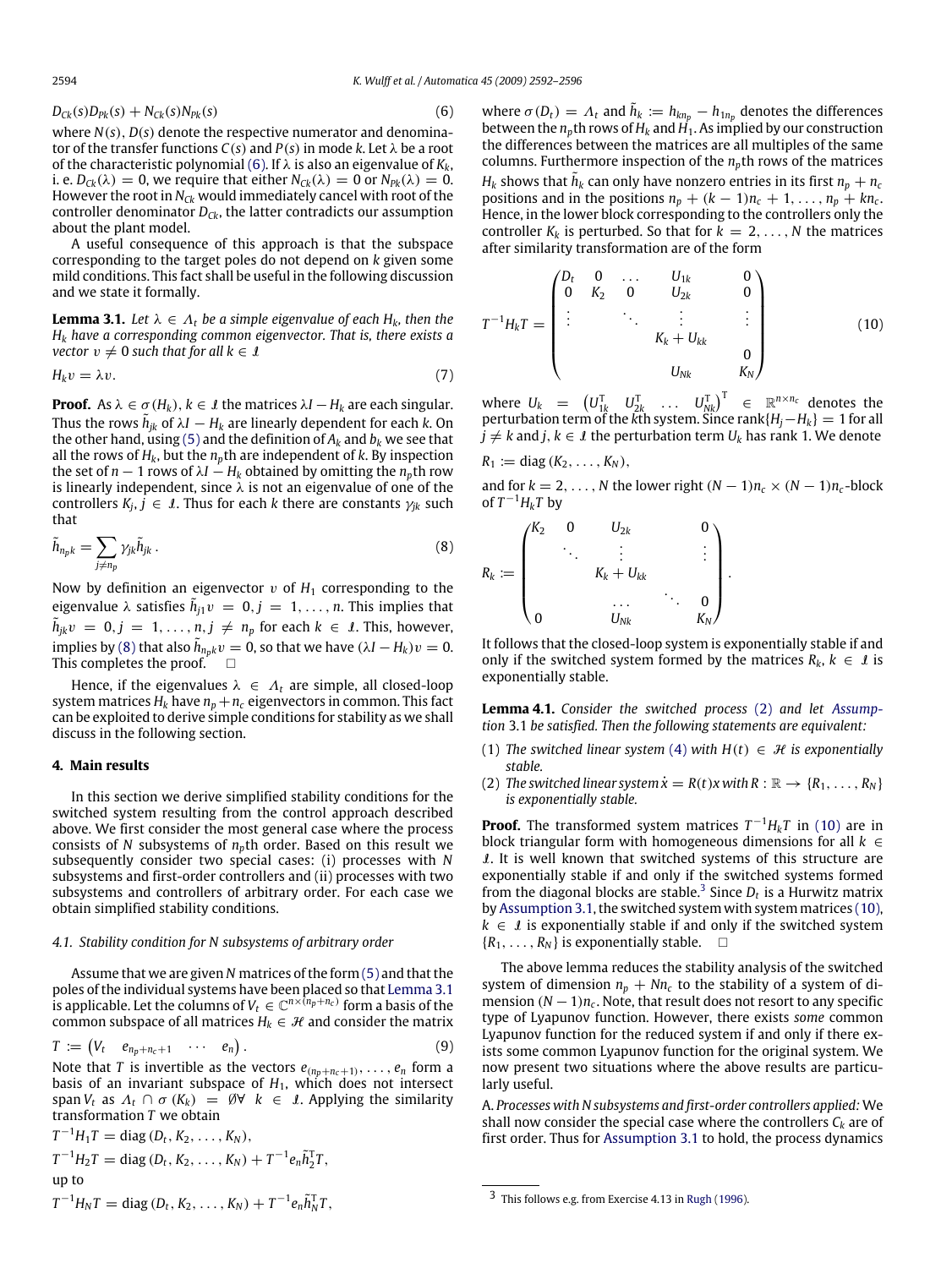$$D_{Ck}(s)D_{Pk}(s) + N_{Ck}(s)N_{Pk}(s) \tag{6}$$

where $N(s)$, $D(s)$ denote the respective numerator and denominator of the transfer functions $C(s)$ and $P(s)$ in mode $k$. Let $\lambda$ be a root of the characteristic polynomial (6). If $\lambda$ is also an eigenvalue of $K_k$, i. e. $D_{Ck}(\lambda) = 0$, we require that either $N_{Ck}(\lambda) = 0$ or $N_{Pk}(\lambda) = 0$. However the root in $N_{Ck}$ would immediately cancel with root of the controller denominator $D_{Ck}$, the latter contradicts our assumption about the plant model.

A useful consequence of this approach is that the subspace corresponding to the target poles do not depend on $k$ given some mild conditions. This fact shall be useful in the following discussion and we state it formally.

**Lemma 3.1.** *Let $\lambda \in \Lambda_t$ be a simple eigenvalue of each $H_k$, then the $H_k$ have a corresponding common eigenvector. That is, there exists a vector $v \neq 0$ such that for all $k \in \mathcal{I}$*

$$H_k v = \lambda v. \tag{7}$$

**Proof.** As $\lambda \in \sigma(H_k)$, $k \in \mathcal{I}$ the matrices $\lambda I - H_k$ are each singular. Thus the rows $\tilde{h}_{jk}$ of $\lambda I - H_k$ are linearly dependent for each $k$. On the other hand, using (5) and the definition of $A_k$ and $b_k$ we see that all the rows of $H_k$, but the $n_p$th row are independent of $k$. By inspection the set of $n-1$ rows of $\lambda I - H_k$ obtained by omitting the $n_p$th row is linearly independent, since $\lambda$ is not an eigenvalue of one of the controllers $K_j$, $j \in \mathcal{I}$. Thus for each $k$ there are constants $\gamma_{jk}$ such that

$$\tilde{h}_{n_p k} = \sum_{j \neq n_p} \gamma_{jk} \tilde{h}_{jk}\,. \tag{8}$$

Now by definition an eigenvector $v$ of $H_1$ corresponding to the eigenvalue $\lambda$ satisfies $\tilde{h}_{j1} v = 0$, $j = 1, \ldots, n$. This implies that $\tilde{h}_{jk} v = 0$, $j = 1, \ldots, n$, $j \neq n_p$ for each $k \in \mathcal{I}$. This, however, implies by (8) that also $\tilde{h}_{n_p k} v = 0$, so that we have $(\lambda I - H_k)v = 0$. This completes the proof. □

Hence, if the eigenvalues $\lambda \in \Lambda_t$ are simple, all closed-loop system matrices $H_k$ have $n_p + n_c$ eigenvectors in common. This fact can be exploited to derive simple conditions for stability as we shall discuss in the following section.

## 4. Main results

In this section we derive simplified stability conditions for the switched system resulting from the control approach described above. We first consider the most general case where the process consists of $N$ subsystems of $n_p$th order. Based on this result we subsequently consider two special cases: (i) processes with $N$ subsystems and first-order controllers and (ii) processes with two subsystems and controllers of arbitrary order. For each case we obtain simplified stability conditions.

### 4.1. Stability condition for N subsystems of arbitrary order

Assume that we are given $N$ matrices of the form (5) and that the poles of the individual systems have been placed so that Lemma 3.1 is applicable. Let the columns of $V_t \in \mathbb{C}^{n \times (n_p + n_c)}$ form a basis of the common subspace of all matrices $H_k \in \mathcal{H}$ and consider the matrix

$$T := \begin{pmatrix} V_t & e_{n_p+n_c+1} & \cdots & e_n \end{pmatrix}. \tag{9}$$

Note that $T$ is invertible as the vectors $e_{(n_p+n_c+1)}, \ldots, e_n$ form a basis of an invariant subspace of $H_1$, which does not intersect $\operatorname{span} V_t$ as $\Lambda_t \cap \sigma(K_k) = \emptyset \forall\ k \in \mathcal{I}$. Applying the similarity transformation $T$ we obtain

$$T^{-1} H_1 T = \operatorname{diag}(D_t, K_2, \ldots, K_N),$$

$$T^{-1} H_2 T = \operatorname{diag}(D_t, K_2, \ldots, K_N) + T^{-1} e_n \tilde{h}_2^{\mathrm{T}} T,$$

up to

$$T^{-1} H_N T = \operatorname{diag}(D_t, K_2, \ldots, K_N) + T^{-1} e_n \tilde{h}_N^{\mathrm{T}} T,$$

where $\sigma(D_t) = \Lambda_t$ and $\tilde{h}_k := h_{kn_p} - h_{1n_p}$ denotes the differences between the $n_p$th rows of $H_k$ and $H_1$. As implied by our construction the differences between the matrices are all multiples of the same columns. Furthermore inspection of the $n_p$th rows of the matrices $H_k$ shows that $\tilde{h}_k$ can only have nonzero entries in its first $n_p + n_c$ positions and in the positions $n_p + (k-1)n_c + 1, \ldots, n_p + kn_c$. Hence, in the lower block corresponding to the controllers only the controller $K_k$ is perturbed. So that for $k = 2, \ldots, N$ the matrices after similarity transformation are of the form

$$T^{-1} H_k T = \begin{pmatrix} D_t & 0 & \ldots & U_{1k} & 0 \\ 0 & K_2 & 0 & U_{2k} & 0 \\ \vdots & & \ddots & \vdots & \vdots \\ & & & K_k + U_{kk} & \\ & & & & 0 \\ & & & U_{Nk} & K_N \end{pmatrix} \tag{10}$$

where $U_k = \begin{pmatrix} U_{1k}^{\mathrm{T}} & U_{2k}^{\mathrm{T}} & \ldots & U_{Nk}^{\mathrm{T}} \end{pmatrix}^{\mathrm{T}} \in \mathbb{R}^{n \times n_c}$ denotes the perturbation term of the $k$th system. Since $\operatorname{rank}\{H_j - H_k\} = 1$ for all $j \neq k$ and $j, k \in \mathcal{I}$ the perturbation term $U_k$ has rank 1. We denote

$$R_1 := \operatorname{diag}(K_2, \ldots, K_N),$$

and for $k = 2, \ldots, N$ the lower right $(N-1)n_c \times (N-1)n_c$-block of $T^{-1} H_k T$ by

$$R_k := \begin{pmatrix} K_2 & 0 & U_{2k} & & 0 \\ & \ddots & \vdots & & \vdots \\ & & K_k + U_{kk} & & \\ & & \ldots & \ddots & 0 \\ 0 & & U_{Nk} & & K_N \end{pmatrix}.$$

It follows that the closed-loop system is exponentially stable if and only if the switched system formed by the matrices $R_k$, $k \in \mathcal{I}$ is exponentially stable.

**Lemma 4.1.** *Consider the switched process (2) and let Assumption 3.1 be satisfied. Then the following statements are equivalent:*

1. *The switched linear system (4) with $H(t) \in \mathcal{H}$ is exponentially stable.*
2. *The switched linear system $\dot{x} = R(t)x$ with $R : \mathbb{R} \to \{R_1, \ldots, R_N\}$ is exponentially stable.*

**Proof.** The transformed system matrices $T^{-1} H_k T$ in (10) are in block triangular form with homogeneous dimensions for all $k \in \mathcal{I}$. It is well known that switched systems of this structure are exponentially stable if and only if the switched systems formed from the diagonal blocks are stable.[3] Since $D_t$ is a Hurwitz matrix by Assumption 3.1, the switched system with system matrices (10), $k \in \mathcal{I}$ is exponentially stable if and only if the switched system $\{R_1, \ldots, R_N\}$ is exponentially stable. □

The above lemma reduces the stability analysis of the switched system of dimension $n_p + Nn_c$ to the stability of a system of dimension $(N-1)n_c$. Note, that result does not resort to any specific type of Lyapunov function. However, there exists *some* common Lyapunov function for the reduced system if and only if there exists some common Lyapunov function for the original system. We now present two situations where the above results are particularly useful.

A. *Processes with N subsystems and first-order controllers applied:* We shall now consider the special case where the controllers $C_k$ are of first order. Thus for Assumption 3.1 to hold, the process dynamics

[3] This follows e.g. from Exercise 4.13 in Rugh (1996).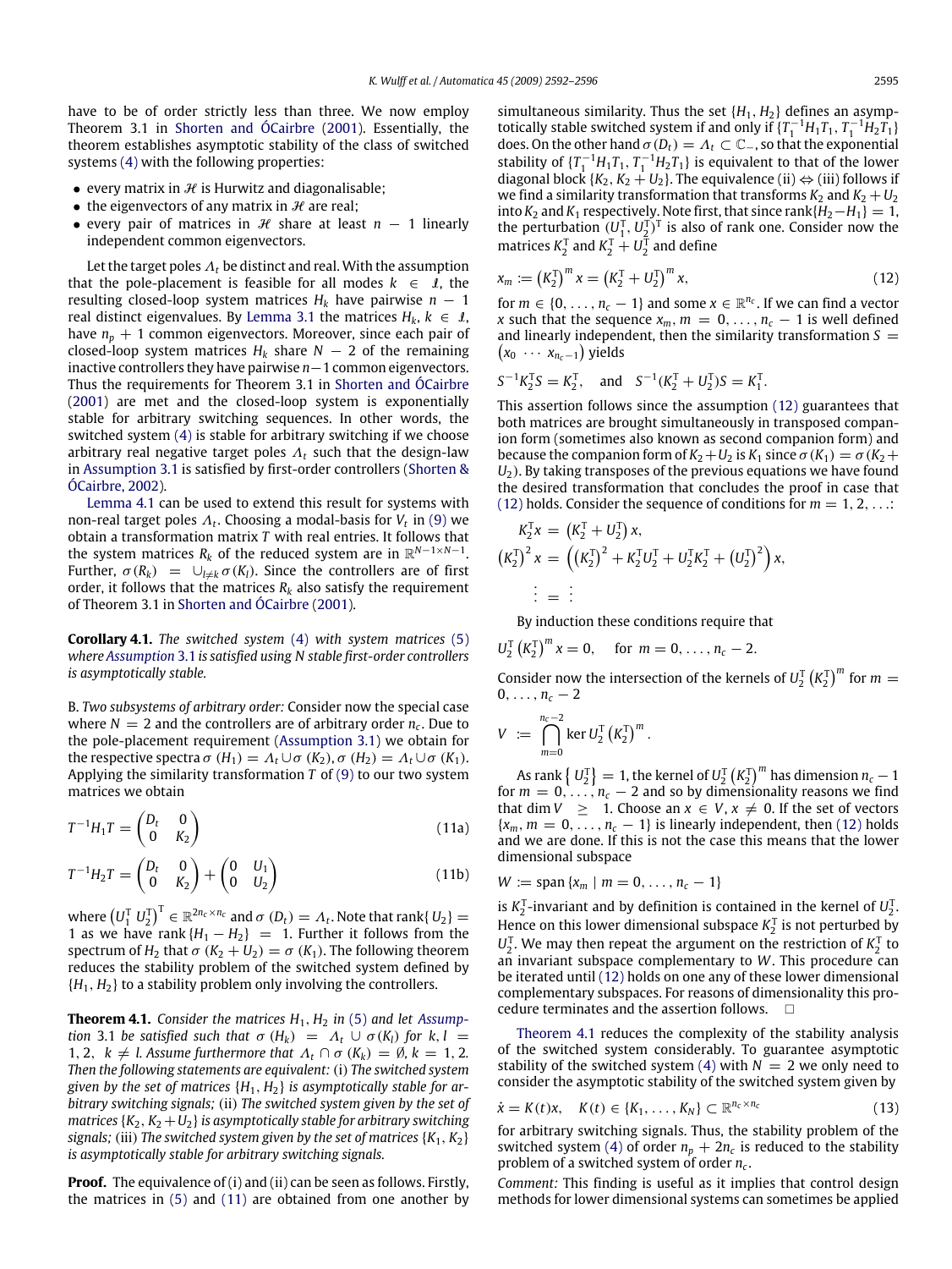have to be of order strictly less than three. We now employ Theorem 3.1 in Shorten and ÓCairbre (2001). Essentially, the theorem establishes asymptotic stability of the class of switched systems (4) with the following properties:

- every matrix in $\mathcal{H}$ is Hurwitz and diagonalisable;
- the eigenvectors of any matrix in $\mathcal{H}$ are real;
- every pair of matrices in $\mathcal{H}$ share at least $n-1$ linearly independent common eigenvectors.

Let the target poles $\Lambda_t$ be distinct and real. With the assumption that the pole-placement is feasible for all modes $k \in \mathcal{I}$, the resulting closed-loop system matrices $H_k$ have pairwise $n-1$ real distinct eigenvalues. By Lemma 3.1 the matrices $H_k$, $k \in \mathcal{I}$, have $n_p + 1$ common eigenvectors. Moreover, since each pair of closed-loop system matrices $H_k$ share $N-2$ of the remaining inactive controllers they have pairwise $n-1$ common eigenvectors. Thus the requirements for Theorem 3.1 in Shorten and ÓCairbre (2001) are met and the closed-loop system is exponentially stable for arbitrary switching sequences. In other words, the switched system (4) is stable for arbitrary switching if we choose arbitrary real negative target poles $\Lambda_t$ such that the design-law in Assumption 3.1 is satisfied by first-order controllers (Shorten & ÓCairbre, 2002).

Lemma 4.1 can be used to extend this result for systems with non-real target poles $\Lambda_t$. Choosing a modal-basis for $V_t$ in (9) we obtain a transformation matrix $T$ with real entries. It follows that the system matrices $R_k$ of the reduced system are in $\mathbb{R}^{N-1 \times N-1}$. Further, $\sigma(R_k) = \cup_{l \neq k} \sigma(K_l)$. Since the controllers are of first order, it follows that the matrices $R_k$ also satisfy the requirement of Theorem 3.1 in Shorten and ÓCairbre (2001).

**Corollary 4.1.** *The switched system* (4) *with system matrices* (5) *where Assumption 3.1 is satisfied using N stable first-order controllers is asymptotically stable.*

B. *Two subsystems of arbitrary order:* Consider now the special case where $N = 2$ and the controllers are of arbitrary order $n_c$. Due to the pole-placement requirement (Assumption 3.1) we obtain for the respective spectra $\sigma(H_1) = \Lambda_t \cup \sigma(K_2)$, $\sigma(H_2) = \Lambda_t \cup \sigma(K_1)$. Applying the similarity transformation $T$ of (9) to our two system matrices we obtain

$$T^{-1} H_1 T = \begin{pmatrix} D_t & 0 \\ 0 & K_2 \end{pmatrix} \tag{11a}$$

$$T^{-1} H_2 T = \begin{pmatrix} D_t & 0 \\ 0 & K_2 \end{pmatrix} + \begin{pmatrix} 0 & U_1 \\ 0 & U_2 \end{pmatrix} \tag{11b}$$

where $\left(U_1^{\mathrm{T}}\ U_2^{\mathrm{T}}\right)^{\mathrm{T}} \in \mathbb{R}^{2n_c \times n_c}$ and $\sigma(D_t) = \Lambda_t$. Note that $\operatorname{rank}\{U_2\} = 1$ as we have $\operatorname{rank}\{H_1 - H_2\} = 1$. Further it follows from the spectrum of $H_2$ that $\sigma(K_2 + U_2) = \sigma(K_1)$. The following theorem reduces the stability problem of the switched system defined by $\{H_1, H_2\}$ to a stability problem only involving the controllers.

**Theorem 4.1.** *Consider the matrices $H_1, H_2$ in* (5) *and let Assumption* 3.1 *be satisfied such that $\sigma(H_k) = \Lambda_t \cup \sigma(K_l)$ for $k, l = 1, 2$, $k \neq l$. Assume furthermore that $\Lambda_t \cap \sigma(K_k) = \emptyset$, $k = 1, 2$. Then the following statements are equivalent:* (i) *The switched system given by the set of matrices $\{H_1, H_2\}$ is asymptotically stable for arbitrary switching signals;* (ii) *The switched system given by the set of matrices $\{K_2, K_2 + U_2\}$ is asymptotically stable for arbitrary switching signals;* (iii) *The switched system given by the set of matrices $\{K_1, K_2\}$ is asymptotically stable for arbitrary switching signals.*

**Proof.** The equivalence of (i) and (ii) can be seen as follows. Firstly, the matrices in (5) and (11) are obtained from one another by simultaneous similarity. Thus the set $\{H_1, H_2\}$ defines an asymptotically stable switched system if and only if $\{T_1^{-1} H_1 T_1, T_1^{-1} H_2 T_1\}$ does. On the other hand $\sigma(D_t) = \Lambda_t \subset \mathbb{C}_-$, so that the exponential stability of $\{T_1^{-1} H_1 T_1, T_1^{-1} H_2 T_1\}$ is equivalent to that of the lower diagonal block $\{K_2, K_2 + U_2\}$. The equivalence (ii) $\Leftrightarrow$ (iii) follows if we find a similarity transformation that transforms $K_2$ and $K_2 + U_2$ into $K_2$ and $K_1$ respectively. Note first, that since $\operatorname{rank}\{H_2 - H_1\} = 1$, the perturbation $(U_1^{\mathrm{T}}, U_2^{\mathrm{T}})^{\mathrm{T}}$ is also of rank one. Consider now the matrices $K_2^{\mathrm{T}}$ and $K_2^{\mathrm{T}} + U_2^{\mathrm{T}}$ and define

$$x_m := \left(K_2^{\mathrm{T}}\right)^m x = \left(K_2^{\mathrm{T}} + U_2^{\mathrm{T}}\right)^m x, \tag{12}$$

for $m \in \{0, \ldots, n_c - 1\}$ and some $x \in \mathbb{R}^{n_c}$. If we can find a vector $x$ such that the sequence $x_m$, $m = 0, \ldots, n_c - 1$ is well defined and linearly independent, then the similarity transformation $S = \begin{pmatrix} x_0 & \cdots & x_{n_c - 1} \end{pmatrix}$ yields

$$S^{-1} K_2^{\mathrm{T}} S = K_2^{\mathrm{T}}, \quad \text{and} \quad S^{-1}(K_2^{\mathrm{T}} + U_2^{\mathrm{T}}) S = K_1^{\mathrm{T}}.$$

This assertion follows since the assumption (12) guarantees that both matrices are brought simultaneously in transposed companion form (sometimes also known as second companion form) and because the companion form of $K_2 + U_2$ is $K_1$ since $\sigma(K_1) = \sigma(K_2 + U_2)$. By taking transposes of the previous equations we have found the desired transformation that concludes the proof in case that (12) holds. Consider the sequence of conditions for $m = 1, 2, \ldots$:

$$\begin{aligned} K_2^{\mathrm{T}} x &= \left(K_2^{\mathrm{T}} + U_2^{\mathrm{T}}\right) x, \\ \left(K_2^{\mathrm{T}}\right)^2 x &= \left(\left(K_2^{\mathrm{T}}\right)^2 + K_2^{\mathrm{T}} U_2^{\mathrm{T}} + U_2^{\mathrm{T}} K_2^{\mathrm{T}} + \left(U_2^{\mathrm{T}}\right)^2\right) x, \\ \vdots &= \vdots \end{aligned}$$

By induction these conditions require that

$$U_2^{\mathrm{T}} \left(K_2^{\mathrm{T}}\right)^m x = 0, \quad \text{for } m = 0, \ldots, n_c - 2.$$

Consider now the intersection of the kernels of $U_2^{\mathrm{T}} \left(K_2^{\mathrm{T}}\right)^m$ for $m = 0, \ldots, n_c - 2$

$$V := \bigcap_{m=0}^{n_c - 2} \ker U_2^{\mathrm{T}} \left(K_2^{\mathrm{T}}\right)^m.$$

As $\operatorname{rank}\left\{U_2^{\mathrm{T}}\right\} = 1$, the kernel of $U_2^{\mathrm{T}} \left(K_2^{\mathrm{T}}\right)^m$ has dimension $n_c - 1$ for $m = 0, \ldots, n_c - 2$ and so by dimensionality reasons we find that $\dim V \geq 1$. Choose an $x \in V$, $x \neq 0$. If the set of vectors $\{x_m, m = 0, \ldots, n_c - 1\}$ is linearly independent, then (12) holds and we are done. If this is not the case this means that the lower dimensional subspace

$$W := \operatorname{span}\{x_m \mid m = 0, \ldots, n_c - 1\}$$

is $K_2^{\mathrm{T}}$-invariant and by definition is contained in the kernel of $U_2^{\mathrm{T}}$. Hence on this lower dimensional subspace $K_2^{\mathrm{T}}$ is not perturbed by $U_2^{\mathrm{T}}$. We may then repeat the argument on the restriction of $K_2^{\mathrm{T}}$ to an invariant subspace complementary to $W$. This procedure can be iterated until (12) holds on one any of these lower dimensional complementary subspaces. For reasons of dimensionality this procedure terminates and the assertion follows. $\square$

Theorem 4.1 reduces the complexity of the stability analysis of the switched system considerably. To guarantee asymptotic stability of the switched system (4) with $N = 2$ we only need to consider the asymptotic stability of the switched system given by

$$\dot{x} = K(t) x, \quad K(t) \in \{K_1, \ldots, K_N\} \subset \mathbb{R}^{n_c \times n_c} \tag{13}$$

for arbitrary switching signals. Thus, the stability problem of the switched system (4) of order $n_p + 2n_c$ is reduced to the stability problem of a switched system of order $n_c$.

*Comment:* This finding is useful as it implies that control design methods for lower dimensional systems can sometimes be applied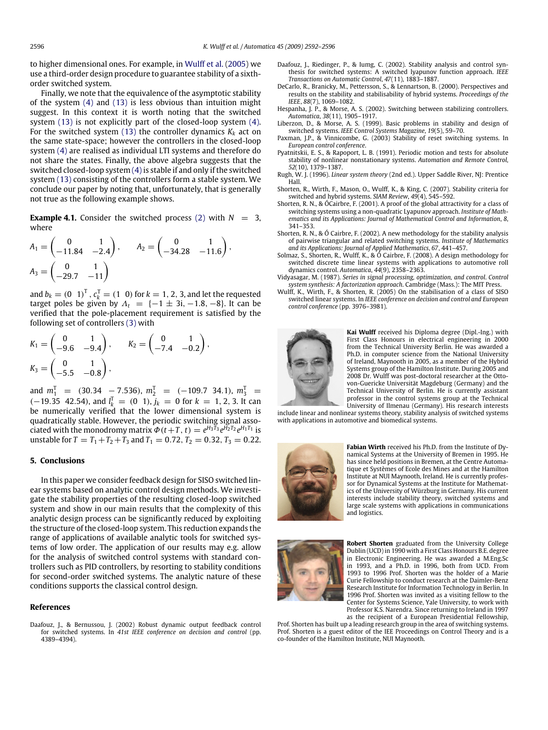to higher dimensional ones. For example, in Wulff et al. (2005) we use a third-order design procedure to guarantee stability of a sixth-order switched system.

Finally, we note that the equivalence of the asymptotic stability of the system (4) and (13) is less obvious than intuition might suggest. In this context it is worth noting that the switched system (13) is not explicitly part of the closed-loop system (4). For the switched system (13) the controller dynamics $K_k$ act on the same state-space; however the controllers in the closed-loop system (4) are realised as individual LTI systems and therefore do not share the states. Finally, the above algebra suggests that the switched closed-loop system (4) is stable if and only if the switched system (13) consisting of the controllers form a stable system. We conclude our paper by noting that, unfortunately, that is generally not true as the following example shows.

**Example 4.1.** Consider the switched process (2) with $N = 3$, where

$$A_1 = \begin{pmatrix} 0 & 1 \\ -11.84 & -2.4 \end{pmatrix}, \qquad A_2 = \begin{pmatrix} 0 & 1 \\ -34.28 & -11.6 \end{pmatrix},$$
$$A_3 = \begin{pmatrix} 0 & 1 \\ -29.7 & -11 \end{pmatrix}$$

and $b_k = (0 \ \ 1)^{\mathrm{T}}$, $c_k^{\mathrm{T}} = (1 \ \ 0)$ for $k = 1, 2, 3$, and let the requested target poles be given by $\Lambda_t = \{-1 \pm 3\mathrm{i}, -1.8, -8\}$. It can be verified that the pole-placement requirement is satisfied by the following set of controllers (3) with

$$K_1 = \begin{pmatrix} 0 & 1 \\ -9.6 & -9.4 \end{pmatrix}, \qquad K_2 = \begin{pmatrix} 0 & 1 \\ -7.4 & -0.2 \end{pmatrix},$$
$$K_3 = \begin{pmatrix} 0 & 1 \\ -5.5 & -0.8 \end{pmatrix},$$

and $m_1^{\mathrm{T}} = (30.34 \ \ -7.536)$, $m_2^{\mathrm{T}} = (-109.7 \ \ 34.1)$, $m_3^{\mathrm{T}} = (-19.35 \ \ 42.54)$, and $l_k^{\mathrm{T}} = (0 \ \ 1)$, $j_k = 0$ for $k = 1, 2, 3$. It can be numerically verified that the lower dimensional system is quadratically stable. However, the periodic switching signal associated with the monodromy matrix $\Phi(t+T, t) = e^{H_3 T_3} e^{H_2 T_2} e^{H_1 T_1}$ is unstable for $T = T_1 + T_2 + T_3$ and $T_1 = 0.72$, $T_2 = 0.32$, $T_3 = 0.22$.

## 5. Conclusions

In this paper we consider feedback design for SISO switched linear systems based on analytic control design methods. We investigate the stability properties of the resulting closed-loop switched system and show in our main results that the complexity of this analytic design process can be significantly reduced by exploiting the structure of the closed-loop system. This reduction expands the range of applications of available analytic tools for switched systems of low order. The application of our results may e.g. allow for the analysis of switched control systems with standard controllers such as PID controllers, by resorting to stability conditions for second-order switched systems. The analytic nature of these conditions supports the classical control design.

## References

Daafouz, J., & Bernussou, J. (2002). Robust dynamic output feedback control for switched systems. In *41st IEEE conference on decision and control* (pp. 4389–4394).

Daafouz, J., Riedinger, P., & Iumg, C. (2002). Stability analysis and control synthesis for switched systems: A switched lyapunov function approach. *IEEE Transactions on Automatic Control*, *47*(11), 1883–1887.

DeCarlo, R., Branicky, M., Pettersson, S., & Lennartson, B. (2000). Perspectives and results on the stability and stabilisability of hybrid systems. *Proceedings of the IEEE*, *88*(7), 1069–1082.

Hespanha, J. P., & Morse, A. S. (2002). Switching between stabilizing controllers. *Automatica*, *38*(11), 1905–1917.

Liberzon, D., & Morse, A. S. (1999). Basic problems in stability and design of switched systems. *IEEE Control Systems Magazine*, *19*(5), 59–70.

Paxman, J.P., & Vinnicombe, G. (2003) Stability of reset switching systems. In *European control conference*.

Pyatnitskii, E. S., & Rapoport, L. B. (1991). Periodic motion and tests for absolute stability of nonlinear nonstationary systems. *Automation and Remote Control*, *52*(10), 1379–1387.

Rugh, W. J. (1996). *Linear system theory* (2nd ed.). Upper Saddle River, NJ: Prentice Hall.

Shorten, R., Wirth, F., Mason, O., Wulff, K., & King, C. (2007). Stability criteria for switched and hybrid systems. *SIAM Review*, *49*(4), 545–592.

Shorten, R. N., & ÓCairbre, F. (2001). A proof of the global attractivity for a class of switching systems using a non-quadratic Lyapunov approach. *Institute of Mathematics and its Applications: Journal of Mathematical Control and Information*, *8*, 341–353.

Shorten, R. N., & Ó Cairbre, F. (2002). A new methodology for the stability analysis of pairwise triangular and related switching systems. *Institute of Mathematics and its Applications: Journal of Applied Mathematics*, *67*, 441–457.

Solmaz, S., Shorten, R., Wulff, K., & Ó Cairbre, F. (2008). A design methodology for switched discrete time linear systems with applications to automotive roll dynamics control. *Automatica*, *44*(9), 2358–2363.

Vidyasagar, M. (1987). *Series in signal processing, optimization, and control. Control system synthesis: A factorization approach*. Cambridge (Mass.): The MIT Press.

Wulff, K., Wirth, F., & Shorten, R. (2005) On the stabilisation of a class of SISO switched linear systems. In *IEEE conference on decision and control and European control conference* (pp. 3976–3981).

**Kai Wulff** received his Diploma degree (Dipl.-Ing.) with First Class Honours in electrical engineering in 2000 from the Technical University Berlin. He was awarded a Ph.D. in computer science from the National University of Ireland, Maynooth in 2005, as a member of the Hybrid Systems group of the Hamilton Institute. During 2005 and 2008 Dr. Wulff was post-doctoral researcher at the Otto-von-Guericke Universität Magdeburg (Germany) and the Technical University of Berlin. He is currently assistant professor in the control systems group at the Technical University of Ilmenau (Germany). His research interests include linear and nonlinear systems theory, stability analysis of switched systems with applications in automotive and biomedical systems.

**Fabian Wirth** received his Ph.D. from the Institute of Dynamical Systems at the University of Bremen in 1995. He has since held positions in Bremen, at the Centre Automatique et Systèmes of Ecole des Mines and at the Hamilton Institute at NUI Maynooth, Ireland. He is currently professor for Dynamical Systems at the Institute for Mathematics of the University of Würzburg in Germany. His current interests include stability theory, switched systems and large scale systems with applications in communications and logistics.

**Robert Shorten** graduated from the University College Dublin (UCD) in 1990 with a First Class Honours B.E. degree in Electronic Engineering. He was awarded a M.Eng.Sc in 1993, and a Ph.D. in 1996, both from UCD. From 1993 to 1996 Prof. Shorten was the holder of a Marie Curie Fellowship to conduct research at the Daimler-Benz Research Institute for Information Technology in Berlin. In 1996 Prof. Shorten was invited as a visiting fellow to the Center for Systems Science, Yale University, to work with Professor K.S. Narendra. Since returning to Ireland in 1997 as the recipient of a European Presidential Fellowship, Prof. Shorten has built up a leading research group in the area of switching systems. Prof. Shorten is a guest editor of the IEE Proceedings on Control Theory and is a co-founder of the Hamilton Institute, NUI Maynooth.